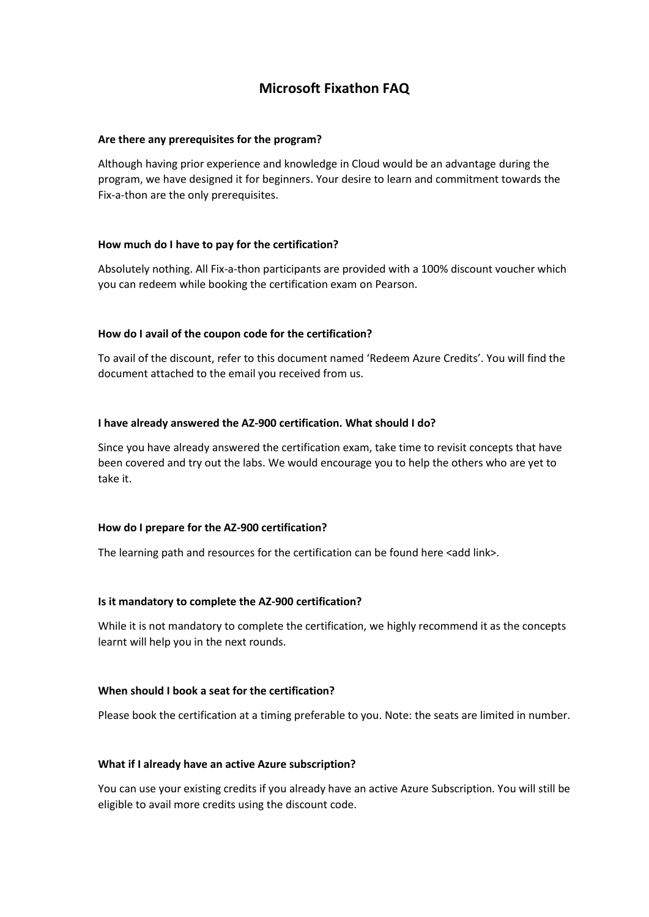# Microsoft Fixathon FAQ

**Are there any prerequisites for the program?**

Although having prior experience and knowledge in Cloud would be an advantage during the program, we have designed it for beginners. Your desire to learn and commitment towards the Fix-a-thon are the only prerequisites.

**How much do I have to pay for the certification?**

Absolutely nothing. All Fix-a-thon participants are provided with a 100% discount voucher which you can redeem while booking the certification exam on Pearson.

**How do I avail of the coupon code for the certification?**

To avail of the discount, refer to this document named 'Redeem Azure Credits'. You will find the document attached to the email you received from us.

**I have already answered the AZ-900 certification. What should I do?**

Since you have already answered the certification exam, take time to revisit concepts that have been covered and try out the labs. We would encourage you to help the others who are yet to take it.

**How do I prepare for the AZ-900 certification?**

The learning path and resources for the certification can be found here <add link>.

**Is it mandatory to complete the AZ-900 certification?**

While it is not mandatory to complete the certification, we highly recommend it as the concepts learnt will help you in the next rounds.

**When should I book a seat for the certification?**

Please book the certification at a timing preferable to you. Note: the seats are limited in number.

**What if I already have an active Azure subscription?**

You can use your existing credits if you already have an active Azure Subscription. You will still be eligible to avail more credits using the discount code.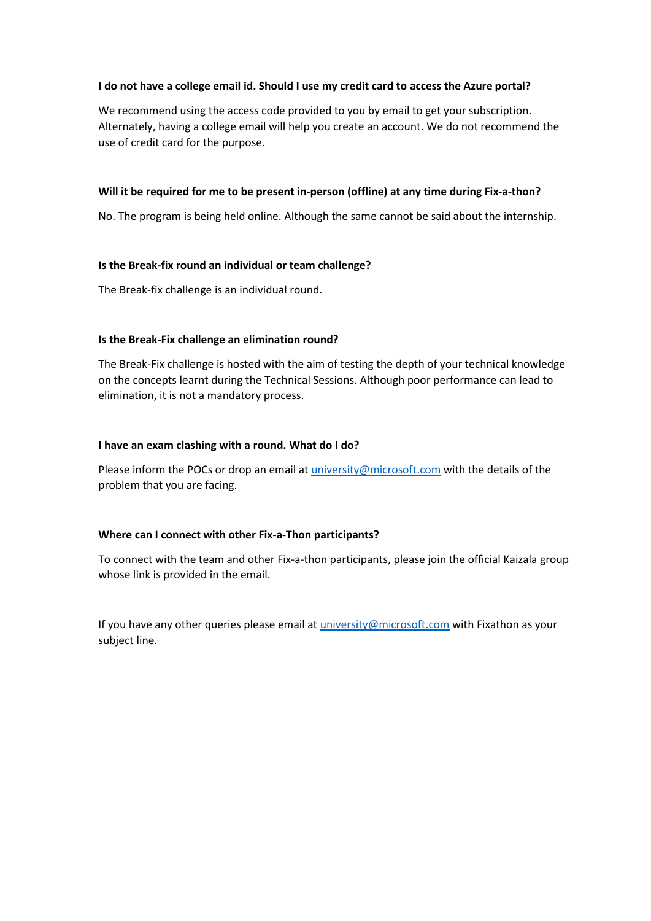**I do not have a college email id. Should I use my credit card to access the Azure portal?**

We recommend using the access code provided to you by email to get your subscription. Alternately, having a college email will help you create an account. We do not recommend the use of credit card for the purpose.

**Will it be required for me to be present in-person (offline) at any time during Fix-a-thon?**

No. The program is being held online. Although the same cannot be said about the internship.

**Is the Break-fix round an individual or team challenge?**

The Break-fix challenge is an individual round.

**Is the Break-Fix challenge an elimination round?**

The Break-Fix challenge is hosted with the aim of testing the depth of your technical knowledge on the concepts learnt during the Technical Sessions. Although poor performance can lead to elimination, it is not a mandatory process.

**I have an exam clashing with a round. What do I do?**

Please inform the POCs or drop an email at [university@microsoft.com](mailto:university@microsoft.com) with the details of the problem that you are facing.

**Where can I connect with other Fix-a-Thon participants?**

To connect with the team and other Fix-a-thon participants, please join the official Kaizala group whose link is provided in the email.

If you have any other queries please email at [university@microsoft.com](mailto:university@microsoft.com) with Fixathon as your subject line.